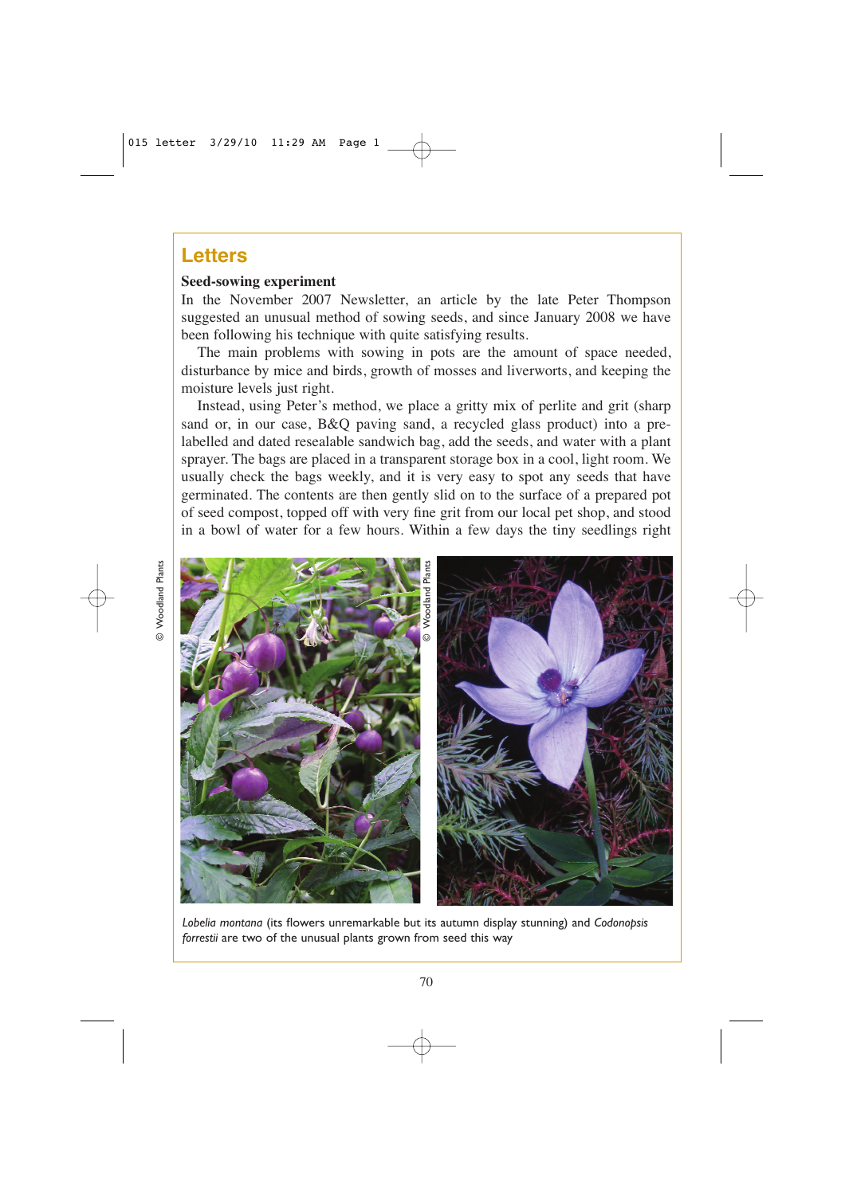# Letters

**Seed-sowing experiment**

In the November 2007 Newsletter, an article by the late Peter Thompson suggested an unusual method of sowing seeds, and since January 2008 we have been following his technique with quite satisfying results.

The main problems with sowing in pots are the amount of space needed, disturbance by mice and birds, growth of mosses and liverworts, and keeping the moisture levels just right.

Instead, using Peter's method, we place a gritty mix of perlite and grit (sharp sand or, in our case, B&Q paving sand, a recycled glass product) into a pre-labelled and dated resealable sandwich bag, add the seeds, and water with a plant sprayer. The bags are placed in a transparent storage box in a cool, light room. We usually check the bags weekly, and it is very easy to spot any seeds that have germinated. The contents are then gently slid on to the surface of a prepared pot of seed compost, topped off with very fine grit from our local pet shop, and stood in a bowl of water for a few hours. Within a few days the tiny seedlings right

© Woodland Plants

© Woodland Plants

*Lobelia montana* (its flowers unremarkable but its autumn display stunning) and *Codonopsis forrestii* are two of the unusual plants grown from seed this way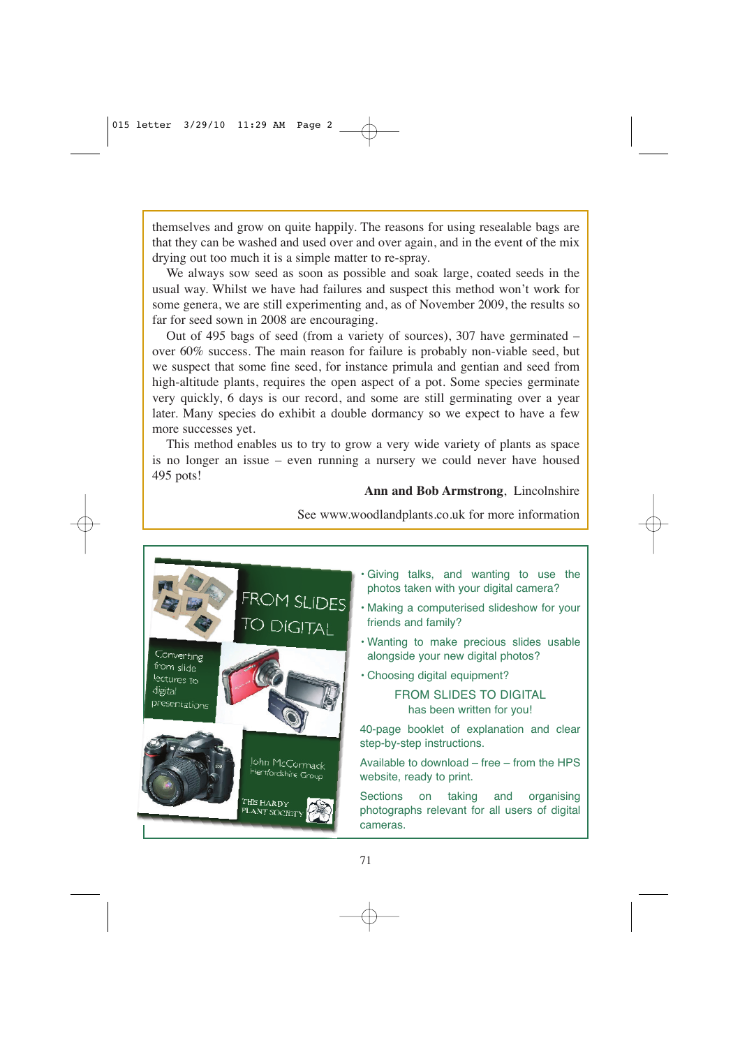themselves and grow on quite happily. The reasons for using resealable bags are that they can be washed and used over and over again, and in the event of the mix drying out too much it is a simple matter to re-spray.

We always sow seed as soon as possible and soak large, coated seeds in the usual way. Whilst we have had failures and suspect this method won't work for some genera, we are still experimenting and, as of November 2009, the results so far for seed sown in 2008 are encouraging.

Out of 495 bags of seed (from a variety of sources), 307 have germinated – over 60% success. The main reason for failure is probably non-viable seed, but we suspect that some fine seed, for instance primula and gentian and seed from high-altitude plants, requires the open aspect of a pot. Some species germinate very quickly, 6 days is our record, and some are still germinating over a year later. Many species do exhibit a double dormancy so we expect to have a few more successes yet.

This method enables us to try to grow a very wide variety of plants as space is no longer an issue – even running a nursery we could never have housed 495 pots!

**Ann and Bob Armstrong**, Lincolnshire

See www.woodlandplants.co.uk for more information

---

FROM SLIDES TO DIGITAL

Converting from slide lectures to digital presentations

John McCormack
Hertfordshire Group

THE HARDY PLANT SOCIETY

- Giving talks, and wanting to use the photos taken with your digital camera?
- Making a computerised slideshow for your friends and family?
- Wanting to make precious slides usable alongside your new digital photos?
- Choosing digital equipment?

FROM SLIDES TO DIGITAL
has been written for you!

40-page booklet of explanation and clear step-by-step instructions.

Available to download – free – from the HPS website, ready to print.

Sections on taking and organising photographs relevant for all users of digital cameras.